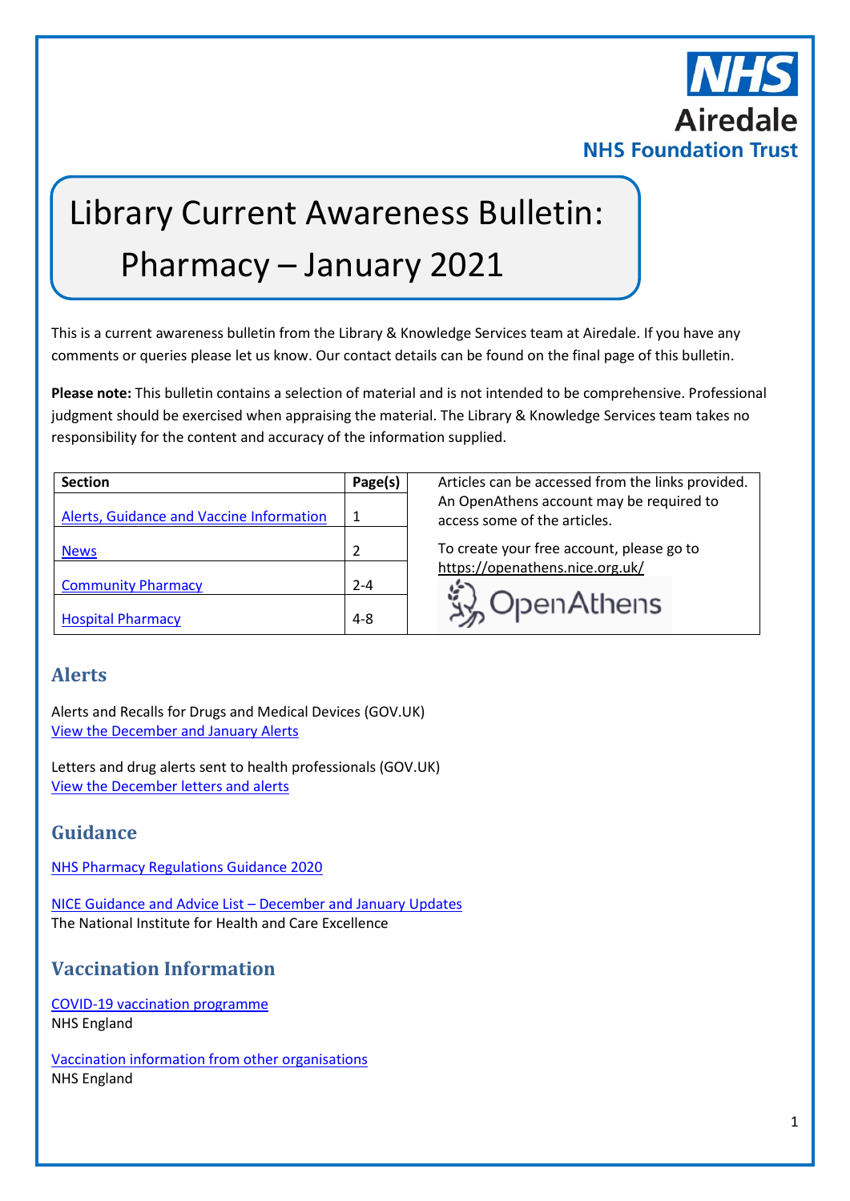# Library Current Awareness Bulletin: Pharmacy – January 2021

This is a current awareness bulletin from the Library & Knowledge Services team at Airedale. If you have any comments or queries please let us know. Our contact details can be found on the final page of this bulletin.

**Please note:** This bulletin contains a selection of material and is not intended to be comprehensive. Professional judgment should be exercised when appraising the material. The Library & Knowledge Services team takes no responsibility for the content and accuracy of the information supplied.

| Section | Page(s) |
|---|---|
| Alerts, Guidance and Vaccine Information | 1 |
| News | 2 |
| Community Pharmacy | 2-4 |
| Hospital Pharmacy | 4-8 |

Articles can be accessed from the links provided. An OpenAthens account may be required to access some of the articles.

To create your free account, please go to https://openathens.nice.org.uk/

## Alerts

Alerts and Recalls for Drugs and Medical Devices (GOV.UK)
View the December and January Alerts

Letters and drug alerts sent to health professionals (GOV.UK)
View the December letters and alerts

## Guidance

NHS Pharmacy Regulations Guidance 2020

NICE Guidance and Advice List – December and January Updates
The National Institute for Health and Care Excellence

## Vaccination Information

COVID-19 vaccination programme
NHS England

Vaccination information from other organisations
NHS England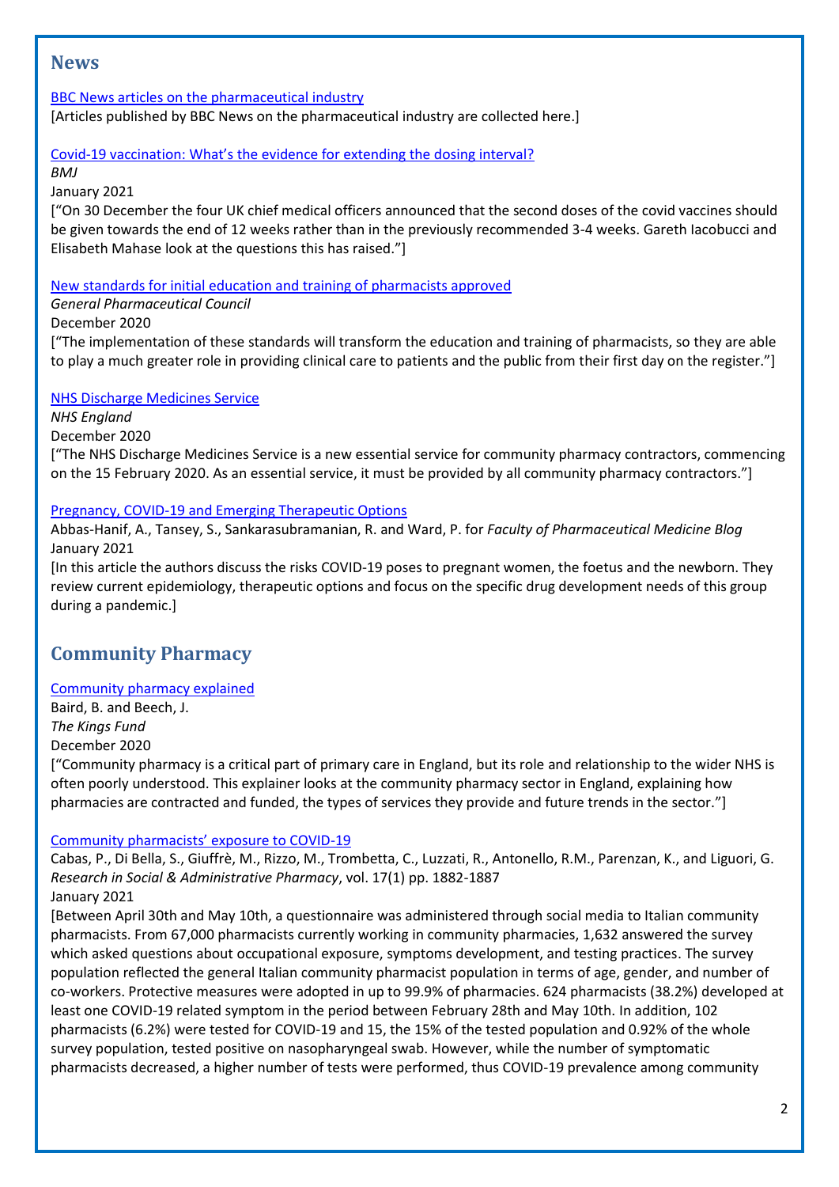## News

[BBC News articles on the pharmaceutical industry]
[Articles published by BBC News on the pharmaceutical industry are collected here.]

[Covid-19 vaccination: What's the evidence for extending the dosing interval?]
*BMJ*
January 2021
["On 30 December the four UK chief medical officers announced that the second doses of the covid vaccines should be given towards the end of 12 weeks rather than in the previously recommended 3-4 weeks. Gareth Iacobucci and Elisabeth Mahase look at the questions this has raised."]

[New standards for initial education and training of pharmacists approved]
*General Pharmaceutical Council*
December 2020
["The implementation of these standards will transform the education and training of pharmacists, so they are able to play a much greater role in providing clinical care to patients and the public from their first day on the register."]

[NHS Discharge Medicines Service]
*NHS England*
December 2020
["The NHS Discharge Medicines Service is a new essential service for community pharmacy contractors, commencing on the 15 February 2020. As an essential service, it must be provided by all community pharmacy contractors."]

[Pregnancy, COVID-19 and Emerging Therapeutic Options]
Abbas-Hanif, A., Tansey, S., Sankarasubramanian, R. and Ward, P. for *Faculty of Pharmaceutical Medicine Blog*
January 2021
[In this article the authors discuss the risks COVID-19 poses to pregnant women, the foetus and the newborn. They review current epidemiology, therapeutic options and focus on the specific drug development needs of this group during a pandemic.]

## Community Pharmacy

[Community pharmacy explained]
Baird, B. and Beech, J.
*The Kings Fund*
December 2020
["Community pharmacy is a critical part of primary care in England, but its role and relationship to the wider NHS is often poorly understood. This explainer looks at the community pharmacy sector in England, explaining how pharmacies are contracted and funded, the types of services they provide and future trends in the sector."]

[Community pharmacists' exposure to COVID-19]
Cabas, P., Di Bella, S., Giuffrè, M., Rizzo, M., Trombetta, C., Luzzati, R., Antonello, R.M., Parenzan, K., and Liguori, G.
*Research in Social & Administrative Pharmacy*, vol. 17(1) pp. 1882-1887
January 2021
[Between April 30th and May 10th, a questionnaire was administered through social media to Italian community pharmacists. From 67,000 pharmacists currently working in community pharmacies, 1,632 answered the survey which asked questions about occupational exposure, symptoms development, and testing practices. The survey population reflected the general Italian community pharmacist population in terms of age, gender, and number of co-workers. Protective measures were adopted in up to 99.9% of pharmacies. 624 pharmacists (38.2%) developed at least one COVID-19 related symptom in the period between February 28th and May 10th. In addition, 102 pharmacists (6.2%) were tested for COVID-19 and 15, the 15% of the tested population and 0.92% of the whole survey population, tested positive on nasopharyngeal swab. However, while the number of symptomatic pharmacists decreased, a higher number of tests were performed, thus COVID-19 prevalence among community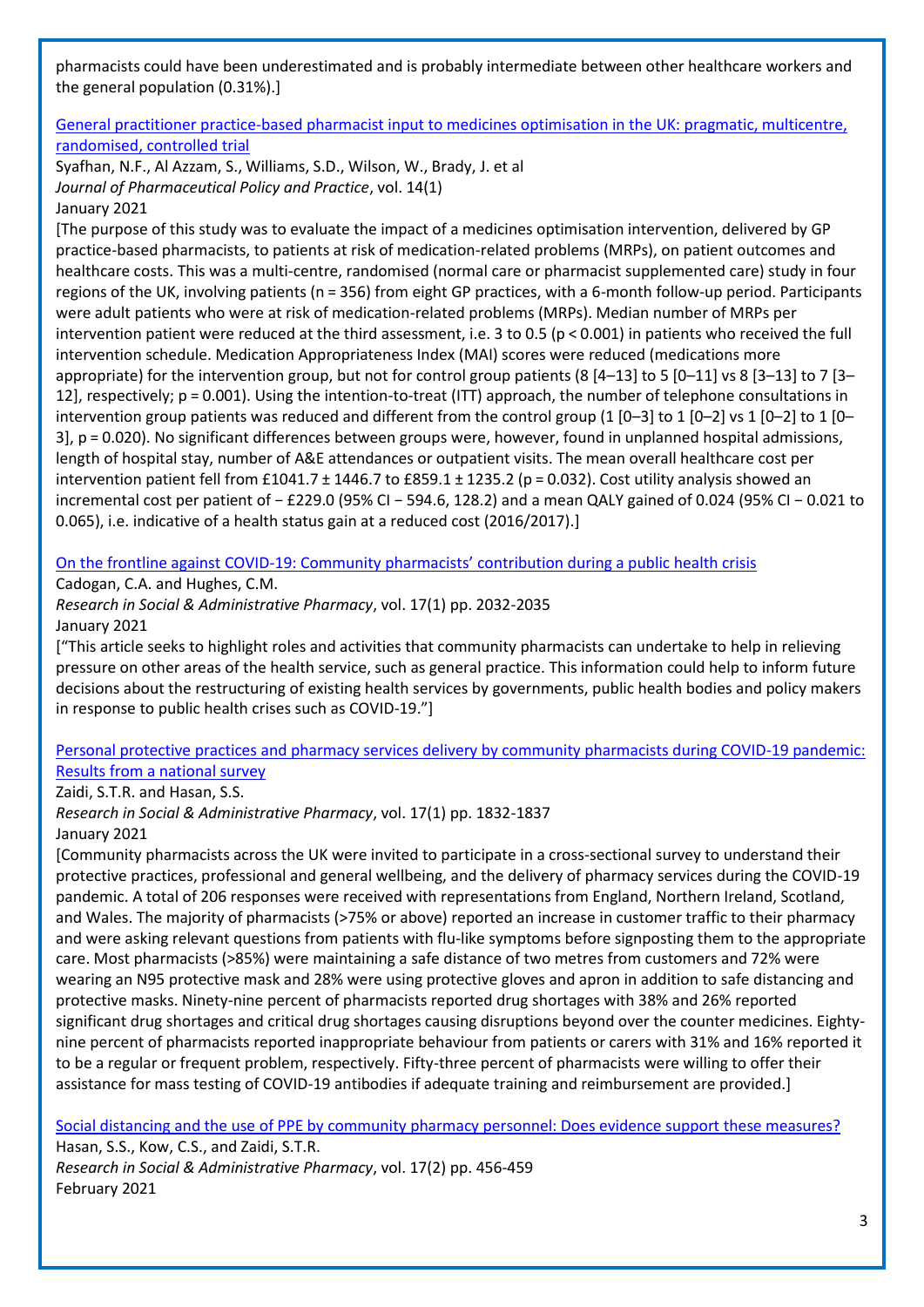pharmacists could have been underestimated and is probably intermediate between other healthcare workers and the general population (0.31%).]

[General practitioner practice-based pharmacist input to medicines optimisation in the UK: pragmatic, multicentre, randomised, controlled trial]

Syafhan, N.F., Al Azzam, S., Williams, S.D., Wilson, W., Brady, J. et al
*Journal of Pharmaceutical Policy and Practice*, vol. 14(1)
January 2021

[The purpose of this study was to evaluate the impact of a medicines optimisation intervention, delivered by GP practice-based pharmacists, to patients at risk of medication-related problems (MRPs), on patient outcomes and healthcare costs. This was a multi-centre, randomised (normal care or pharmacist supplemented care) study in four regions of the UK, involving patients (n = 356) from eight GP practices, with a 6-month follow-up period. Participants were adult patients who were at risk of medication-related problems (MRPs). Median number of MRPs per intervention patient were reduced at the third assessment, i.e. 3 to 0.5 ($p < 0.001$) in patients who received the full intervention schedule. Medication Appropriateness Index (MAI) scores were reduced (medications more appropriate) for the intervention group, but not for control group patients (8 [4–13] to 5 [0–11] vs 8 [3–13] to 7 [3–12], respectively; $p = 0.001$). Using the intention-to-treat (ITT) approach, the number of telephone consultations in intervention group patients was reduced and different from the control group (1 [0–3] to 1 [0–2] vs 1 [0–2] to 1 [0–3], $p = 0.020$). No significant differences between groups were, however, found in unplanned hospital admissions, length of hospital stay, number of A&E attendances or outpatient visits. The mean overall healthcare cost per intervention patient fell from £1041.7 ± 1446.7 to £859.1 ± 1235.2 ($p = 0.032$). Cost utility analysis showed an incremental cost per patient of − £229.0 (95% CI − 594.6, 128.2) and a mean QALY gained of 0.024 (95% CI − 0.021 to 0.065), i.e. indicative of a health status gain at a reduced cost (2016/2017).]

[On the frontline against COVID-19: Community pharmacists' contribution during a public health crisis]

Cadogan, C.A. and Hughes, C.M.
*Research in Social & Administrative Pharmacy*, vol. 17(1) pp. 2032-2035
January 2021

["This article seeks to highlight roles and activities that community pharmacists can undertake to help in relieving pressure on other areas of the health service, such as general practice. This information could help to inform future decisions about the restructuring of existing health services by governments, public health bodies and policy makers in response to public health crises such as COVID-19."]

[Personal protective practices and pharmacy services delivery by community pharmacists during COVID-19 pandemic: Results from a national survey]

Zaidi, S.T.R. and Hasan, S.S.
*Research in Social & Administrative Pharmacy*, vol. 17(1) pp. 1832-1837
January 2021

[Community pharmacists across the UK were invited to participate in a cross-sectional survey to understand their protective practices, professional and general wellbeing, and the delivery of pharmacy services during the COVID-19 pandemic. A total of 206 responses were received with representations from England, Northern Ireland, Scotland, and Wales. The majority of pharmacists (>75% or above) reported an increase in customer traffic to their pharmacy and were asking relevant questions from patients with flu-like symptoms before signposting them to the appropriate care. Most pharmacists (>85%) were maintaining a safe distance of two metres from customers and 72% were wearing an N95 protective mask and 28% were using protective gloves and apron in addition to safe distancing and protective masks. Ninety-nine percent of pharmacists reported drug shortages with 38% and 26% reported significant drug shortages and critical drug shortages causing disruptions beyond over the counter medicines. Eighty-nine percent of pharmacists reported inappropriate behaviour from patients or carers with 31% and 16% reported it to be a regular or frequent problem, respectively. Fifty-three percent of pharmacists were willing to offer their assistance for mass testing of COVID-19 antibodies if adequate training and reimbursement are provided.]

[Social distancing and the use of PPE by community pharmacy personnel: Does evidence support these measures?]

Hasan, S.S., Kow, C.S., and Zaidi, S.T.R.
*Research in Social & Administrative Pharmacy*, vol. 17(2) pp. 456-459
February 2021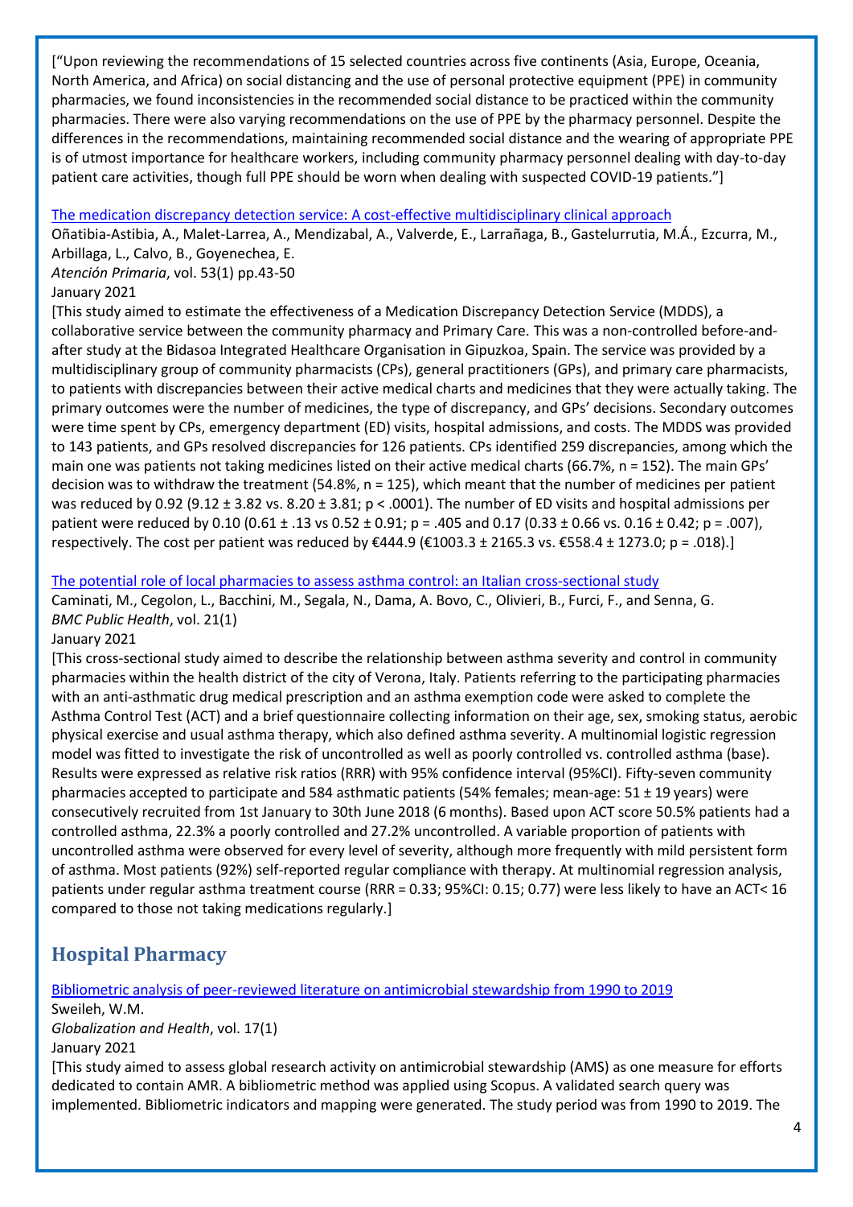["Upon reviewing the recommendations of 15 selected countries across five continents (Asia, Europe, Oceania, North America, and Africa) on social distancing and the use of personal protective equipment (PPE) in community pharmacies, we found inconsistencies in the recommended social distance to be practiced within the community pharmacies. There were also varying recommendations on the use of PPE by the pharmacy personnel. Despite the differences in the recommendations, maintaining recommended social distance and the wearing of appropriate PPE is of utmost importance for healthcare workers, including community pharmacy personnel dealing with day-to-day patient care activities, though full PPE should be worn when dealing with suspected COVID-19 patients."]

[The medication discrepancy detection service: A cost-effective multidisciplinary clinical approach]()
Oñatibia-Astibia, A., Malet-Larrea, A., Mendizabal, A., Valverde, E., Larrañaga, B., Gastelurrutia, M.Á., Ezcurra, M., Arbillaga, L., Calvo, B., Goyenechea, E.
*Atención Primaria*, vol. 53(1) pp.43-50
January 2021
[This study aimed to estimate the effectiveness of a Medication Discrepancy Detection Service (MDDS), a collaborative service between the community pharmacy and Primary Care. This was a non-controlled before-and-after study at the Bidasoa Integrated Healthcare Organisation in Gipuzkoa, Spain. The service was provided by a multidisciplinary group of community pharmacists (CPs), general practitioners (GPs), and primary care pharmacists, to patients with discrepancies between their active medical charts and medicines that they were actually taking. The primary outcomes were the number of medicines, the type of discrepancy, and GPs' decisions. Secondary outcomes were time spent by CPs, emergency department (ED) visits, hospital admissions, and costs. The MDDS was provided to 143 patients, and GPs resolved discrepancies for 126 patients. CPs identified 259 discrepancies, among which the main one was patients not taking medicines listed on their active medical charts (66.7%, n = 152). The main GPs' decision was to withdraw the treatment (54.8%, n = 125), which meant that the number of medicines per patient was reduced by 0.92 (9.12 ± 3.82 vs. 8.20 ± 3.81; $p < .0001$). The number of ED visits and hospital admissions per patient were reduced by 0.10 (0.61 ± .13 vs 0.52 ± 0.91; $p = .405$ and 0.17 (0.33 ± 0.66 vs. 0.16 ± 0.42; $p = .007$), respectively. The cost per patient was reduced by €444.9 (€1003.3 ± 2165.3 vs. €558.4 ± 1273.0; $p = .018$).]

[The potential role of local pharmacies to assess asthma control: an Italian cross-sectional study]()
Caminati, M., Cegolon, L., Bacchini, M., Segala, N., Dama, A. Bovo, C., Olivieri, B., Furci, F., and Senna, G.
*BMC Public Health*, vol. 21(1)
January 2021
[This cross-sectional study aimed to describe the relationship between asthma severity and control in community pharmacies within the health district of the city of Verona, Italy. Patients referring to the participating pharmacies with an anti-asthmatic drug medical prescription and an asthma exemption code were asked to complete the Asthma Control Test (ACT) and a brief questionnaire collecting information on their age, sex, smoking status, aerobic physical exercise and usual asthma therapy, which also defined asthma severity. A multinomial logistic regression model was fitted to investigate the risk of uncontrolled as well as poorly controlled vs. controlled asthma (base). Results were expressed as relative risk ratios (RRR) with 95% confidence interval (95%CI). Fifty-seven community pharmacies accepted to participate and 584 asthmatic patients (54% females; mean-age: 51 ± 19 years) were consecutively recruited from 1st January to 30th June 2018 (6 months). Based upon ACT score 50.5% patients had a controlled asthma, 22.3% a poorly controlled and 27.2% uncontrolled. A variable proportion of patients with uncontrolled asthma were observed for every level of severity, although more frequently with mild persistent form of asthma. Most patients (92%) self-reported regular compliance with therapy. At multinomial regression analysis, patients under regular asthma treatment course (RRR = 0.33; 95%CI: 0.15; 0.77) were less likely to have an ACT< 16 compared to those not taking medications regularly.]

## Hospital Pharmacy

[Bibliometric analysis of peer-reviewed literature on antimicrobial stewardship from 1990 to 2019]()
Sweileh, W.M.
*Globalization and Health*, vol. 17(1)
January 2021
[This study aimed to assess global research activity on antimicrobial stewardship (AMS) as one measure for efforts dedicated to contain AMR. A bibliometric method was applied using Scopus. A validated search query was implemented. Bibliometric indicators and mapping were generated. The study period was from 1990 to 2019. The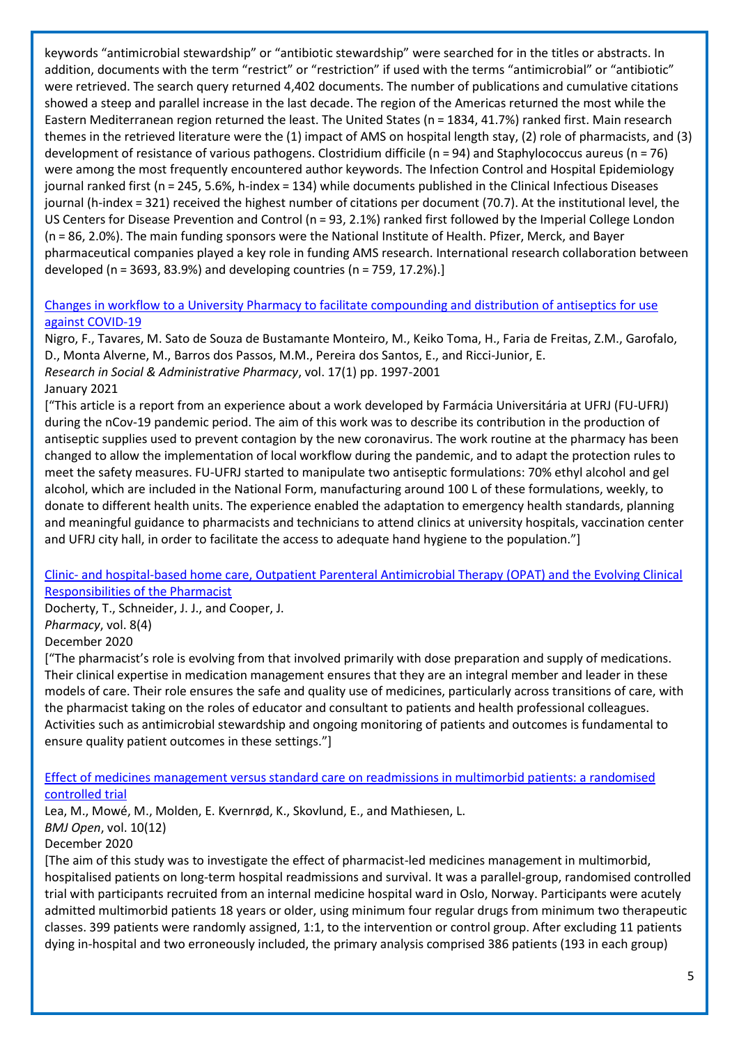keywords “antimicrobial stewardship” or “antibiotic stewardship” were searched for in the titles or abstracts. In addition, documents with the term “restrict” or “restriction” if used with the terms “antimicrobial” or “antibiotic” were retrieved. The search query returned 4,402 documents. The number of publications and cumulative citations showed a steep and parallel increase in the last decade. The region of the Americas returned the most while the Eastern Mediterranean region returned the least. The United States (n = 1834, 41.7%) ranked first. Main research themes in the retrieved literature were the (1) impact of AMS on hospital length stay, (2) role of pharmacists, and (3) development of resistance of various pathogens. Clostridium difficile (n = 94) and Staphylococcus aureus (n = 76) were among the most frequently encountered author keywords. The Infection Control and Hospital Epidemiology journal ranked first (n = 245, 5.6%, h-index = 134) while documents published in the Clinical Infectious Diseases journal (h-index = 321) received the highest number of citations per document (70.7). At the institutional level, the US Centers for Disease Prevention and Control (n = 93, 2.1%) ranked first followed by the Imperial College London (n = 86, 2.0%). The main funding sponsors were the National Institute of Health. Pfizer, Merck, and Bayer pharmaceutical companies played a key role in funding AMS research. International research collaboration between developed (n = 3693, 83.9%) and developing countries (n = 759, 17.2%).]

[Changes in workflow to a University Pharmacy to facilitate compounding and distribution of antiseptics for use against COVID-19]

Nigro, F., Tavares, M. Sato de Souza de Bustamante Monteiro, M., Keiko Toma, H., Faria de Freitas, Z.M., Garofalo, D., Monta Alverne, M., Barros dos Passos, M.M., Pereira dos Santos, E., and Ricci-Junior, E.
*Research in Social & Administrative Pharmacy*, vol. 17(1) pp. 1997-2001
January 2021

[“This article is a report from an experience about a work developed by Farmácia Universitária at UFRJ (FU-UFRJ) during the nCov-19 pandemic period. The aim of this work was to describe its contribution in the production of antiseptic supplies used to prevent contagion by the new coronavirus. The work routine at the pharmacy has been changed to allow the implementation of local workflow during the pandemic, and to adapt the protection rules to meet the safety measures. FU-UFRJ started to manipulate two antiseptic formulations: 70% ethyl alcohol and gel alcohol, which are included in the National Form, manufacturing around 100 L of these formulations, weekly, to donate to different health units. The experience enabled the adaptation to emergency health standards, planning and meaningful guidance to pharmacists and technicians to attend clinics at university hospitals, vaccination center and UFRJ city hall, in order to facilitate the access to adequate hand hygiene to the population.”]

[Clinic- and hospital-based home care, Outpatient Parenteral Antimicrobial Therapy (OPAT) and the Evolving Clinical Responsibilities of the Pharmacist]

Docherty, T., Schneider, J. J., and Cooper, J.
*Pharmacy*, vol. 8(4)
December 2020

[“The pharmacist’s role is evolving from that involved primarily with dose preparation and supply of medications. Their clinical expertise in medication management ensures that they are an integral member and leader in these models of care. Their role ensures the safe and quality use of medicines, particularly across transitions of care, with the pharmacist taking on the roles of educator and consultant to patients and health professional colleagues. Activities such as antimicrobial stewardship and ongoing monitoring of patients and outcomes is fundamental to ensure quality patient outcomes in these settings.”]

[Effect of medicines management versus standard care on readmissions in multimorbid patients: a randomised controlled trial]

Lea, M., Mowé, M., Molden, E. Kvernrød, K., Skovlund, E., and Mathiesen, L.
*BMJ Open*, vol. 10(12)
December 2020

[The aim of this study was to investigate the effect of pharmacist-led medicines management in multimorbid, hospitalised patients on long-term hospital readmissions and survival. It was a parallel-group, randomised controlled trial with participants recruited from an internal medicine hospital ward in Oslo, Norway. Participants were acutely admitted multimorbid patients 18 years or older, using minimum four regular drugs from minimum two therapeutic classes. 399 patients were randomly assigned, 1:1, to the intervention or control group. After excluding 11 patients dying in-hospital and two erroneously included, the primary analysis comprised 386 patients (193 in each group)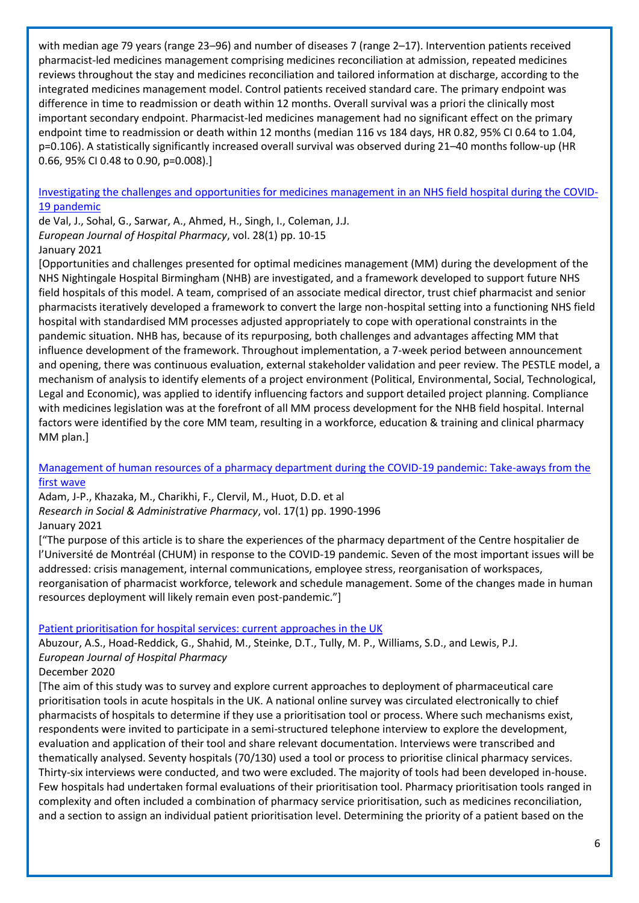with median age 79 years (range 23–96) and number of diseases 7 (range 2–17). Intervention patients received pharmacist-led medicines management comprising medicines reconciliation at admission, repeated medicines reviews throughout the stay and medicines reconciliation and tailored information at discharge, according to the integrated medicines management model. Control patients received standard care. The primary endpoint was difference in time to readmission or death within 12 months. Overall survival was a priori the clinically most important secondary endpoint. Pharmacist-led medicines management had no significant effect on the primary endpoint time to readmission or death within 12 months (median 116 vs 184 days, HR 0.82, 95% CI 0.64 to 1.04, p=0.106). A statistically significantly increased overall survival was observed during 21–40 months follow-up (HR 0.66, 95% CI 0.48 to 0.90, p=0.008).]

Investigating the challenges and opportunities for medicines management in an NHS field hospital during the COVID-19 pandemic
de Val, J., Sohal, G., Sarwar, A., Ahmed, H., Singh, I., Coleman, J.J.
*European Journal of Hospital Pharmacy*, vol. 28(1) pp. 10-15
January 2021
[Opportunities and challenges presented for optimal medicines management (MM) during the development of the NHS Nightingale Hospital Birmingham (NHB) are investigated, and a framework developed to support future NHS field hospitals of this model. A team, comprised of an associate medical director, trust chief pharmacist and senior pharmacists iteratively developed a framework to convert the large non-hospital setting into a functioning NHS field hospital with standardised MM processes adjusted appropriately to cope with operational constraints in the pandemic situation. NHB has, because of its repurposing, both challenges and advantages affecting MM that influence development of the framework. Throughout implementation, a 7-week period between announcement and opening, there was continuous evaluation, external stakeholder validation and peer review. The PESTLE model, a mechanism of analysis to identify elements of a project environment (Political, Environmental, Social, Technological, Legal and Economic), was applied to identify influencing factors and support detailed project planning. Compliance with medicines legislation was at the forefront of all MM process development for the NHB field hospital. Internal factors were identified by the core MM team, resulting in a workforce, education & training and clinical pharmacy MM plan.]

Management of human resources of a pharmacy department during the COVID-19 pandemic: Take-aways from the first wave
Adam, J-P., Khazaka, M., Charikhi, F., Clervil, M., Huot, D.D. et al
*Research in Social & Administrative Pharmacy*, vol. 17(1) pp. 1990-1996
January 2021
["The purpose of this article is to share the experiences of the pharmacy department of the Centre hospitalier de l'Université de Montréal (CHUM) in response to the COVID-19 pandemic. Seven of the most important issues will be addressed: crisis management, internal communications, employee stress, reorganisation of workspaces, reorganisation of pharmacist workforce, telework and schedule management. Some of the changes made in human resources deployment will likely remain even post-pandemic."]

Patient prioritisation for hospital services: current approaches in the UK
Abuzour, A.S., Hoad-Reddick, G., Shahid, M., Steinke, D.T., Tully, M. P., Williams, S.D., and Lewis, P.J.
*European Journal of Hospital Pharmacy*
December 2020
[The aim of this study was to survey and explore current approaches to deployment of pharmaceutical care prioritisation tools in acute hospitals in the UK. A national online survey was circulated electronically to chief pharmacists of hospitals to determine if they use a prioritisation tool or process. Where such mechanisms exist, respondents were invited to participate in a semi-structured telephone interview to explore the development, evaluation and application of their tool and share relevant documentation. Interviews were transcribed and thematically analysed. Seventy hospitals (70/130) used a tool or process to prioritise clinical pharmacy services. Thirty-six interviews were conducted, and two were excluded. The majority of tools had been developed in-house. Few hospitals had undertaken formal evaluations of their prioritisation tool. Pharmacy prioritisation tools ranged in complexity and often included a combination of pharmacy service prioritisation, such as medicines reconciliation, and a section to assign an individual patient prioritisation level. Determining the priority of a patient based on the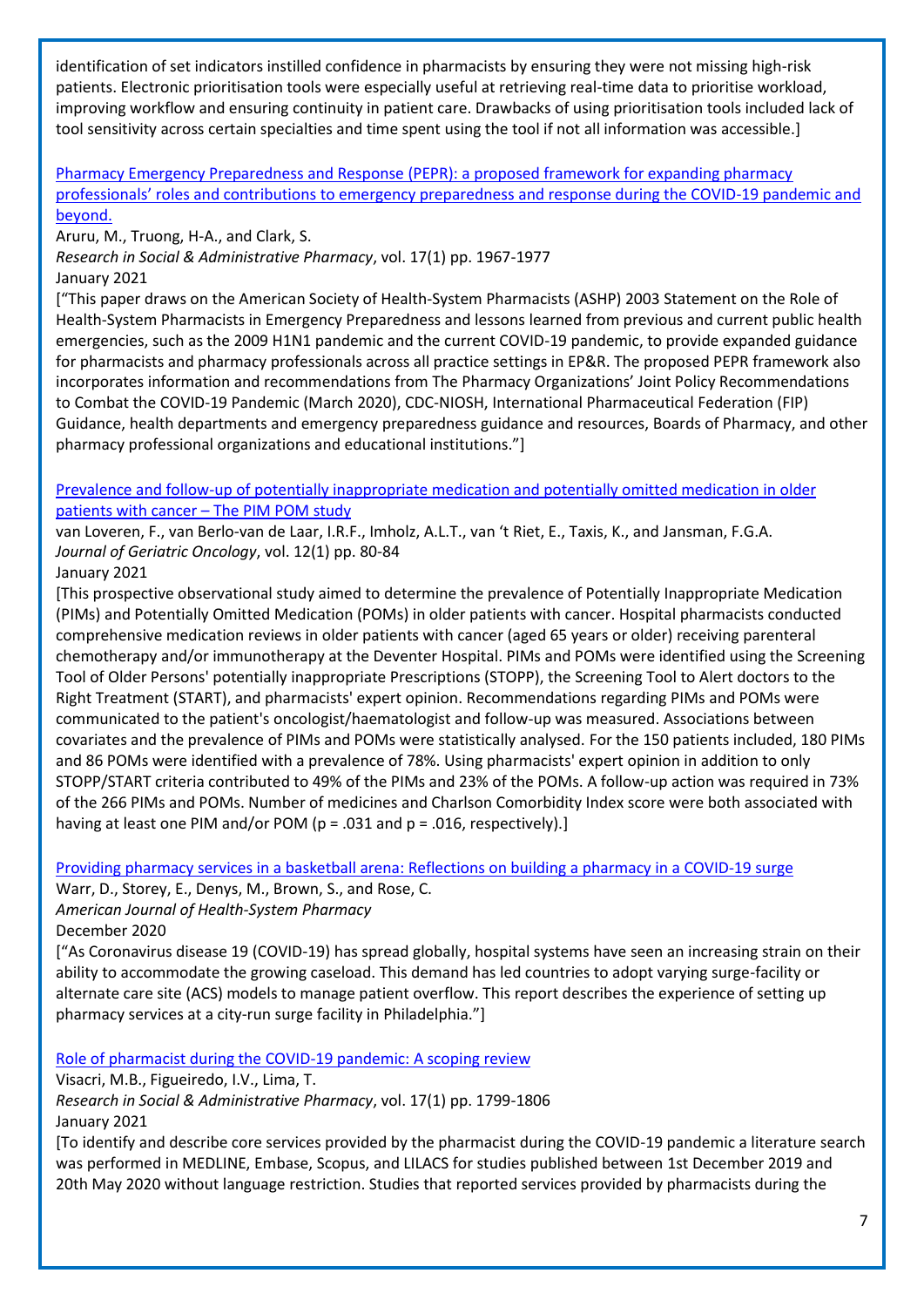identification of set indicators instilled confidence in pharmacists by ensuring they were not missing high-risk patients. Electronic prioritisation tools were especially useful at retrieving real-time data to prioritise workload, improving workflow and ensuring continuity in patient care. Drawbacks of using prioritisation tools included lack of tool sensitivity across certain specialties and time spent using the tool if not all information was accessible.]

Pharmacy Emergency Preparedness and Response (PEPR): a proposed framework for expanding pharmacy professionals' roles and contributions to emergency preparedness and response during the COVID-19 pandemic and beyond.
Aruru, M., Truong, H-A., and Clark, S.
*Research in Social & Administrative Pharmacy*, vol. 17(1) pp. 1967-1977
January 2021
["This paper draws on the American Society of Health-System Pharmacists (ASHP) 2003 Statement on the Role of Health-System Pharmacists in Emergency Preparedness and lessons learned from previous and current public health emergencies, such as the 2009 H1N1 pandemic and the current COVID-19 pandemic, to provide expanded guidance for pharmacists and pharmacy professionals across all practice settings in EP&R. The proposed PEPR framework also incorporates information and recommendations from The Pharmacy Organizations' Joint Policy Recommendations to Combat the COVID-19 Pandemic (March 2020), CDC-NIOSH, International Pharmaceutical Federation (FIP) Guidance, health departments and emergency preparedness guidance and resources, Boards of Pharmacy, and other pharmacy professional organizations and educational institutions."]

Prevalence and follow-up of potentially inappropriate medication and potentially omitted medication in older patients with cancer – The PIM POM study
van Loveren, F., van Berlo-van de Laar, I.R.F., Imholz, A.L.T., van 't Riet, E., Taxis, K., and Jansman, F.G.A.
*Journal of Geriatric Oncology*, vol. 12(1) pp. 80-84
January 2021
[This prospective observational study aimed to determine the prevalence of Potentially Inappropriate Medication (PIMs) and Potentially Omitted Medication (POMs) in older patients with cancer. Hospital pharmacists conducted comprehensive medication reviews in older patients with cancer (aged 65 years or older) receiving parenteral chemotherapy and/or immunotherapy at the Deventer Hospital. PIMs and POMs were identified using the Screening Tool of Older Persons' potentially inappropriate Prescriptions (STOPP), the Screening Tool to Alert doctors to the Right Treatment (START), and pharmacists' expert opinion. Recommendations regarding PIMs and POMs were communicated to the patient's oncologist/haematologist and follow-up was measured. Associations between covariates and the prevalence of PIMs and POMs were statistically analysed. For the 150 patients included, 180 PIMs and 86 POMs were identified with a prevalence of 78%. Using pharmacists' expert opinion in addition to only STOPP/START criteria contributed to 49% of the PIMs and 23% of the POMs. A follow-up action was required in 73% of the 266 PIMs and POMs. Number of medicines and Charlson Comorbidity Index score were both associated with having at least one PIM and/or POM ($p = .031$ and $p = .016$, respectively).]

Providing pharmacy services in a basketball arena: Reflections on building a pharmacy in a COVID-19 surge
Warr, D., Storey, E., Denys, M., Brown, S., and Rose, C.
*American Journal of Health-System Pharmacy*
December 2020
["As Coronavirus disease 19 (COVID-19) has spread globally, hospital systems have seen an increasing strain on their ability to accommodate the growing caseload. This demand has led countries to adopt varying surge-facility or alternate care site (ACS) models to manage patient overflow. This report describes the experience of setting up pharmacy services at a city-run surge facility in Philadelphia."]

Role of pharmacist during the COVID-19 pandemic: A scoping review
Visacri, M.B., Figueiredo, I.V., Lima, T.
*Research in Social & Administrative Pharmacy*, vol. 17(1) pp. 1799-1806
January 2021
[To identify and describe core services provided by the pharmacist during the COVID-19 pandemic a literature search was performed in MEDLINE, Embase, Scopus, and LILACS for studies published between 1st December 2019 and 20th May 2020 without language restriction. Studies that reported services provided by pharmacists during the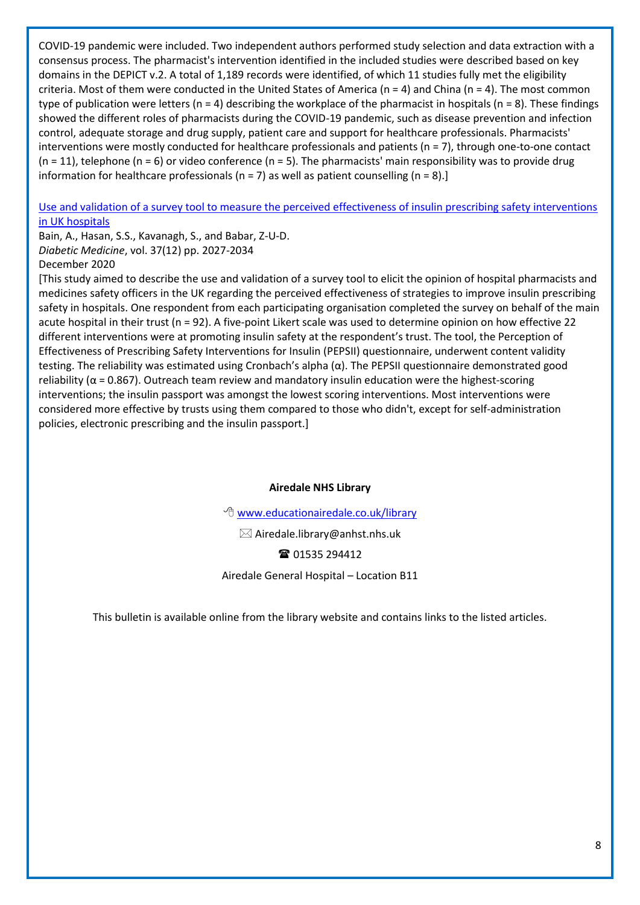COVID-19 pandemic were included. Two independent authors performed study selection and data extraction with a consensus process. The pharmacist's intervention identified in the included studies were described based on key domains in the DEPICT v.2. A total of 1,189 records were identified, of which 11 studies fully met the eligibility criteria. Most of them were conducted in the United States of America (n = 4) and China (n = 4). The most common type of publication were letters (n = 4) describing the workplace of the pharmacist in hospitals (n = 8). These findings showed the different roles of pharmacists during the COVID-19 pandemic, such as disease prevention and infection control, adequate storage and drug supply, patient care and support for healthcare professionals. Pharmacists' interventions were mostly conducted for healthcare professionals and patients (n = 7), through one-to-one contact (n = 11), telephone (n = 6) or video conference (n = 5). The pharmacists' main responsibility was to provide drug information for healthcare professionals (n = 7) as well as patient counselling (n = 8).]

Use and validation of a survey tool to measure the perceived effectiveness of insulin prescribing safety interventions in UK hospitals
Bain, A., Hasan, S.S., Kavanagh, S., and Babar, Z-U-D.
*Diabetic Medicine*, vol. 37(12) pp. 2027-2034
December 2020
[This study aimed to describe the use and validation of a survey tool to elicit the opinion of hospital pharmacists and medicines safety officers in the UK regarding the perceived effectiveness of strategies to improve insulin prescribing safety in hospitals. One respondent from each participating organisation completed the survey on behalf of the main acute hospital in their trust (n = 92). A five-point Likert scale was used to determine opinion on how effective 22 different interventions were at promoting insulin safety at the respondent's trust. The tool, the Perception of Effectiveness of Prescribing Safety Interventions for Insulin (PEPSII) questionnaire, underwent content validity testing. The reliability was estimated using Cronbach's alpha (α). The PEPSII questionnaire demonstrated good reliability (α = 0.867). Outreach team review and mandatory insulin education were the highest-scoring interventions; the insulin passport was amongst the lowest scoring interventions. Most interventions were considered more effective by trusts using them compared to those who didn't, except for self-administration policies, electronic prescribing and the insulin passport.]

**Airedale NHS Library**

www.educationairedale.co.uk/library

Airedale.library@anhst.nhs.uk

01535 294412

Airedale General Hospital – Location B11

This bulletin is available online from the library website and contains links to the listed articles.